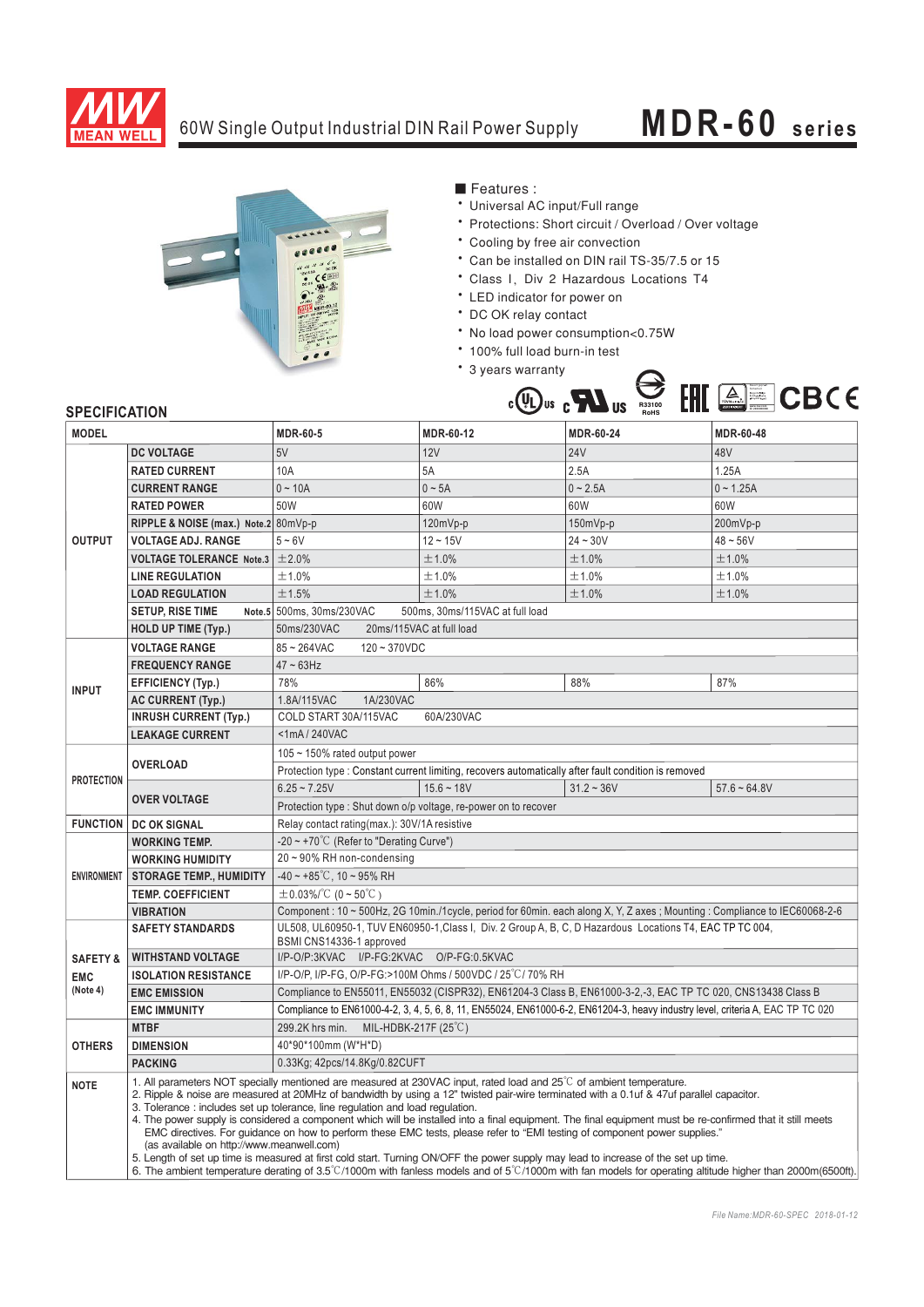# MEAN WELL 60W Single Output Industrial DIN Rail Power Supply

# MDR-60 series

■ Features :

- Universal AC input/Full range
- Protections: Short circuit / Overload / Over voltage
- Cooling by free air convection
- Can be installed on DIN rail TS-35/7.5 or 15
- Class I, Div 2 Hazardous Locations T4
- LED indicator for power on
- DC OK relay contact
- No load power consumption<0.75W
- 100% full load burn-in test
- 3 years warranty

R33100 RoHS

## SPECIFICATION

| MODEL | | MDR-60-5 | MDR-60-12 | MDR-60-24 | MDR-60-48 |
|---|---|---|---|---|---|
| OUTPUT | DC VOLTAGE | 5V | 12V | 24V | 48V |
| | RATED CURRENT | 10A | 5A | 2.5A | 1.25A |
| | CURRENT RANGE | 0 ~ 10A | 0 ~ 5A | 0 ~ 2.5A | 0 ~ 1.25A |
| | RATED POWER | 50W | 60W | 60W | 60W |
| | RIPPLE & NOISE (max.) Note.2 | 80mVp-p | 120mVp-p | 150mVp-p | 200mVp-p |
| | VOLTAGE ADJ. RANGE | 5 ~ 6V | 12 ~ 15V | 24 ~ 30V | 48 ~ 56V |
| | VOLTAGE TOLERANCE Note.3 | ±2.0% | ±1.0% | ±1.0% | ±1.0% |
| | LINE REGULATION | ±1.0% | ±1.0% | ±1.0% | ±1.0% |
| | LOAD REGULATION | ±1.5% | ±1.0% | ±1.0% | ±1.0% |
| | SETUP, RISE TIME Note.5 | 500ms, 30ms/230VAC 500ms, 30ms/115VAC at full load | | | |
| | HOLD UP TIME (Typ.) | 50ms/230VAC 20ms/115VAC at full load | | | |
| INPUT | VOLTAGE RANGE | 85 ~ 264VAC 120 ~ 370VDC | | | |
| | FREQUENCY RANGE | 47 ~ 63Hz | | | |
| | EFFICIENCY (Typ.) | 78% | 86% | 88% | 87% |
| | AC CURRENT (Typ.) | 1.8A/115VAC 1A/230VAC | | | |
| | INRUSH CURRENT (Typ.) | COLD START 30A/115VAC 60A/230VAC | | | |
| | LEAKAGE CURRENT | <1mA / 240VAC | | | |
| PROTECTION | OVERLOAD | 105 ~ 150% rated output power | | | |
| | | Protection type : Constant current limiting, recovers automatically after fault condition is removed | | | |
| | OVER VOLTAGE | 6.25 ~ 7.25V | 15.6 ~ 18V | 31.2 ~ 36V | 57.6 ~ 64.8V |
| | | Protection type : Shut down o/p voltage, re-power on to recover | | | |
| FUNCTION | DC OK SIGNAL | Relay contact rating(max.): 30V/1A resistive | | | |
| ENVIRONMENT | WORKING TEMP. | -20 ~ +70℃ (Refer to "Derating Curve") | | | |
| | WORKING HUMIDITY | 20 ~ 90% RH non-condensing | | | |
| | STORAGE TEMP., HUMIDITY | -40 ~ +85℃, 10 ~ 95% RH | | | |
| | TEMP. COEFFICIENT | ±0.03%/℃ (0 ~ 50℃) | | | |
| | VIBRATION | Component : 10 ~ 500Hz, 2G 10min./1cycle, period for 60min. each along X, Y, Z axes ; Mounting : Compliance to IEC60068-2-6 | | | |
| SAFETY & EMC (Note 4) | SAFETY STANDARDS | UL508, UL60950-1, TUV EN60950-1,Class I, Div. 2 Group A, B, C, D Hazardous Locations T4, EAC TP TC 004, BSMI CNS14336-1 approved | | | |
| | WITHSTAND VOLTAGE | I/P-O/P:3KVAC I/P-FG:2KVAC O/P-FG:0.5KVAC | | | |
| | ISOLATION RESISTANCE | I/P-O/P, I/P-FG, O/P-FG:>100M Ohms / 500VDC / 25℃/ 70% RH | | | |
| | EMC EMISSION | Compliance to EN55011, EN55032 (CISPR32), EN61204-3 Class B, EN61000-3-2,-3, EAC TP TC 020, CNS13438 Class B | | | |
| | EMC IMMUNITY | Compliance to EN61000-4-2, 3, 4, 5, 6, 8, 11, EN55024, EN61000-6-2, EN61204-3, heavy industry level, criteria A, EAC TP TC 020 | | | |
| OTHERS | MTBF | 299.2K hrs min. MIL-HDBK-217F (25℃) | | | |
| | DIMENSION | 40*90*100mm (W*H*D) | | | |
| | PACKING | 0.33Kg; 42pcs/14.8Kg/0.82CUFT | | | |

**NOTE**

1. All parameters NOT specially mentioned are measured at 230VAC input, rated load and 25℃ of ambient temperature.
2. Ripple & noise are measured at 20MHz of bandwidth by using a 12" twisted pair-wire terminated with a 0.1uf & 47uf parallel capacitor.
3. Tolerance : includes set up tolerance, line regulation and load regulation.
4. The power supply is considered a component which will be installed into a final equipment. The final equipment must be re-confirmed that it still meets EMC directives. For guidance on how to perform these EMC tests, please refer to "EMI testing of component power supplies." (as available on http://www.meanwell.com)
5. Length of set up time is measured at first cold start. Turning ON/OFF the power supply may lead to increase of the set up time.
6. The ambient temperature derating of 3.5℃/1000m with fanless models and of 5℃/1000m with fan models for operating altitude higher than 2000m(6500ft).

File Name:MDR-60-SPEC 2018-01-12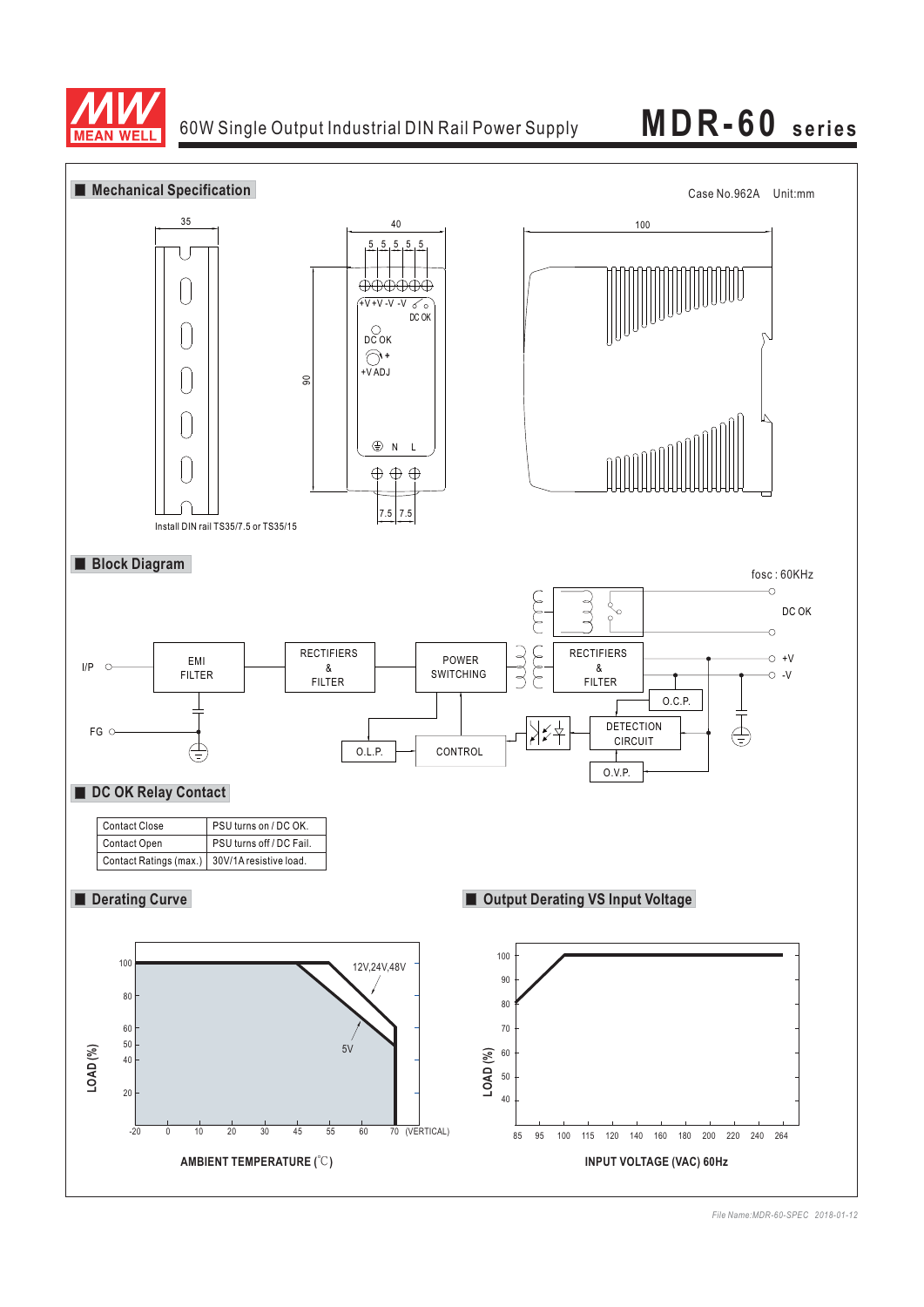# 60W Single Output Industrial DIN Rail Power Supply

# MDR-60 series

## Mechanical Specification

Case No.962A Unit:mm

35

40

5 5 5 5 5

100

90

+V +V -V -V

DC OK

DC OK

+V ADJ

N L

7.5 7.5

Install DIN rail TS35/7.5 or TS35/15

## Block Diagram

fosc : 60KHz

DC OK

I/P

EMI FILTER

RECTIFIERS & FILTER

POWER SWITCHING

RECTIFIERS & FILTER

+V

-V

O.C.P.

FG

O.L.P.

CONTROL

DETECTION CIRCUIT

O.V.P.

## DC OK Relay Contact

| | |
|---|---|
| Contact Close | PSU turns on / DC OK. |
| Contact Open | PSU turns off / DC Fail. |
| Contact Ratings (max.) | 30V/1A resistive load. |

## Derating Curve

LOAD (%)

100
80
60
50
40
20

12V,24V,48V

5V

-20 0 10 20 30 45 55 60 70 (VERTICAL)

AMBIENT TEMPERATURE (℃)

## Output Derating VS Input Voltage

LOAD (%)

100
90
80
70
60
50
40

85 95 100 115 120 140 160 180 200 220 240 264

INPUT VOLTAGE (VAC) 60Hz